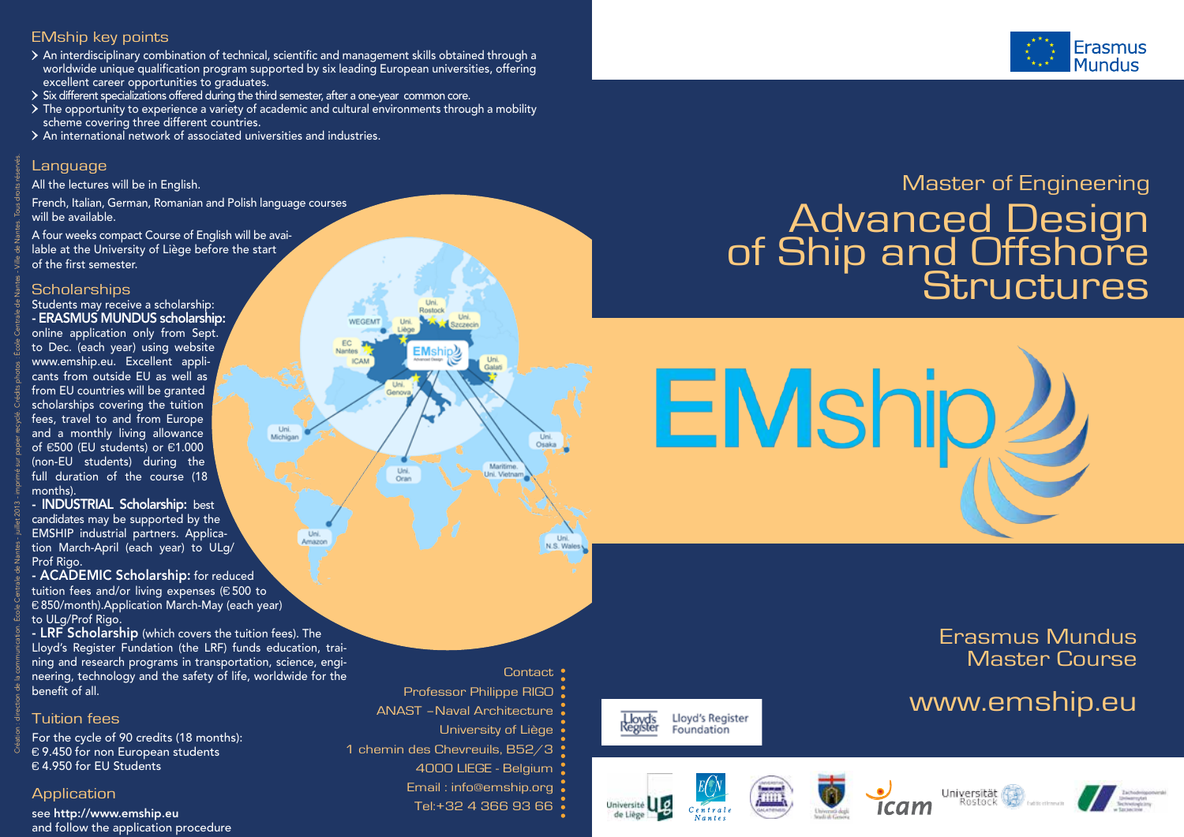## EMship key points

- An interdisciplinary combination of technical, scientific and management skills obtained through a worldwide unique qualification program supported by six leading European universities, offering excellent career opportunities to graduates.
- Six different specializations offered during the third semester, after a one-year common core.
- The opportunity to experience a variety of academic and cultural environments through a mobility scheme covering three different countries.
- An international network of associated universities and industries.

## Language

All the lectures will be in English.

French, Italian, German, Romanian and Polish language courses will be available.

A four weeks compact Course of English will be available at the University of Liège before the start of the first semester.

## Scholarships

Students may receive a scholarship:

- **ERASMUS MUNDUS scholarship:** online application only from Sept. to Dec. (each year) using website www.emship.eu. Excellent applicants from outside EU as well as from EU countries will be granted scholarships covering the tuition fees, travel to and from Europe and a monthly living allowance of €500 (EU students) or €1.000 (non-EU students) during the full duration of the course (18 months).
- **INDUSTRIAL Scholarship:** best candidates may be supported by the EMSHIP industrial partners. Application March-April (each year) to ULg/ Prof Rigo.
- **ACADEMIC Scholarship:** for reduced tuition fees and/or living expenses (€ 500 to € 850/month).Application March-May (each year) to ULg/Prof Rigo.
- **LRF Scholarship** (which covers the tuition fees). The Lloyd's Register Fundation (the LRF) funds education, training and research programs in transportation, science, engineering, technology and the safety of life, worldwide for the benefit of all.

## Tuition fees

For the cycle of 90 credits (18 months):
€ 9.450 for non European students
€ 4.950 for EU Students

## Application

see **http://www.emship.eu**
and follow the application procedure

Contact
Professor Philippe RIGO
ANAST –Naval Architecture
University of Liège
1 chemin des Chevreuils, B52/3
4000 LIEGE - Belgium
Email : info@emship.org
Tel:+32 4 366 93 66

Erasmus Mundus

Master of Engineering

# Advanced Design of Ship and Offshore Structures

EMship

Erasmus Mundus Master Course

www.emship.eu

Lloyd's Register Foundation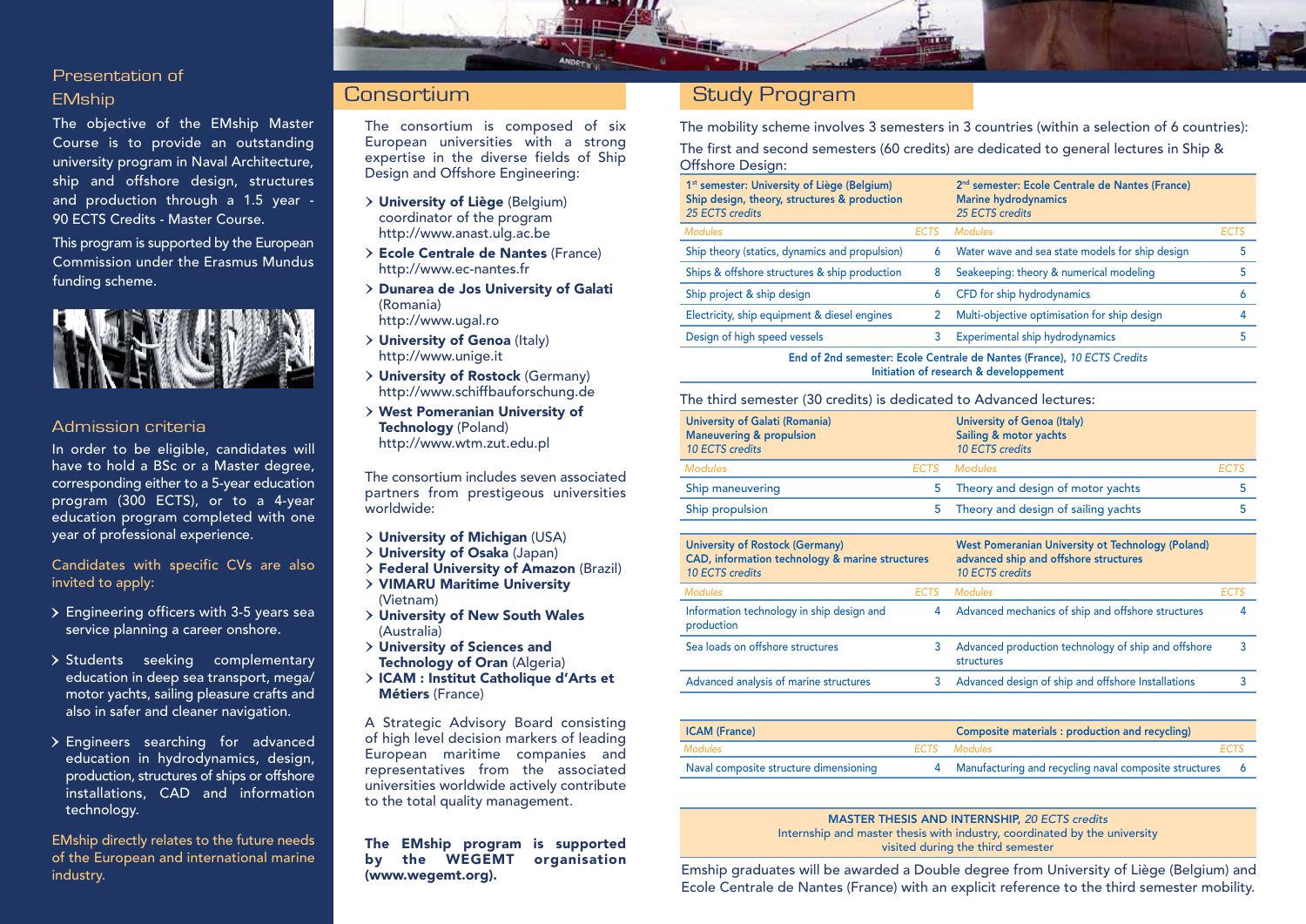## Presentation of EMship

The objective of the EMship Master Course is to provide an outstanding university program in Naval Architecture, ship and offshore design, structures and production through a 1.5 year - 90 ECTS Credits - Master Course.

This program is supported by the European Commission under the Erasmus Mundus funding scheme.

## Admission criteria

In order to be eligible, candidates will have to hold a BSc or a Master degree, corresponding either to a 5-year education program (300 ECTS), or to a 4-year education program completed with one year of professional experience.

Candidates with specific CVs are also invited to apply:

- Engineering officers with 3-5 years sea service planning a career onshore.
- Students seeking complementary education in deep sea transport, mega/motor yachts, sailing pleasure crafts and also in safer and cleaner navigation.
- Engineers searching for advanced education in hydrodynamics, design, production, structures of ships or offshore installations, CAD and information technology.

EMship directly relates to the future needs of the European and international marine industry.

## Consortium

The consortium is composed of six European universities with a strong expertise in the diverse fields of Ship Design and Offshore Engineering:

- **University of Liège** (Belgium) coordinator of the program http://www.anast.ulg.ac.be
- **Ecole Centrale de Nantes** (France) http://www.ec-nantes.fr
- **Dunarea de Jos University of Galati** (Romania) http://www.ugal.ro
- **University of Genoa** (Italy) http://www.unige.it
- **University of Rostock** (Germany) http://www.schiffbauforschung.de
- **West Pomeranian University of Technology** (Poland) http://www.wtm.zut.edu.pl

The consortium includes seven associated partners from prestigeous universities worldwide:

- **University of Michigan** (USA)
- **University of Osaka** (Japan)
- **Federal University of Amazon** (Brazil)
- **VIMARU Maritime University** (Vietnam)
- **University of New South Wales** (Australia)
- **University of Sciences and Technology of Oran** (Algeria)
- **ICAM : Institut Catholique d'Arts et Métiers** (France)

A Strategic Advisory Board consisting of high level decision markers of leading European maritime companies and representatives from the associated universities worldwide actively contribute to the total quality management.

**The EMship program is supported by the WEGEMT organisation (www.wegemt.org).**

## Study Program

The mobility scheme involves 3 semesters in 3 countries (within a selection of 6 countries):

The first and second semesters (60 credits) are dedicated to general lectures in Ship & Offshore Design:

| 1st semester: University of Liège (Belgium)<br>Ship design, theory, structures & production<br>*25 ECTS credits* | | 2nd semester: Ecole Centrale de Nantes (France)<br>Marine hydrodynamics<br>*25 ECTS credits* | |
|---|---|---|---|
| *Modules* | *ECTS* | *Modules* | *ECTS* |
| Ship theory (statics, dynamics and propulsion) | 6 | Water wave and sea state models for ship design | 5 |
| Ships & offshore structures & ship production | 8 | Seakeeping: theory & numerical modeling | 5 |
| Ship project & ship design | 6 | CFD for ship hydrodynamics | 6 |
| Electricity, ship equipment & diesel engines | 2 | Multi-objective optimisation for ship design | 4 |
| Design of high speed vessels | 3 | Experimental ship hydrodynamics | 5 |

End of 2nd semester: Ecole Centrale de Nantes (France), *10 ECTS Credits*
Initiation of research & developpement

The third semester (30 credits) is dedicated to Advanced lectures:

| University of Galati (Romania)<br>Maneuvering & propulsion<br>*10 ECTS credits* | | University of Genoa (Italy)<br>Sailing & motor yachts<br>*10 ECTS credits* | |
|---|---|---|---|
| *Modules* | *ECTS* | *Modules* | *ECTS* |
| Ship maneuvering | 5 | Theory and design of motor yachts | 5 |
| Ship propulsion | 5 | Theory and design of sailing yachts | 5 |

| University of Rostock (Germany)<br>CAD, information technology & marine structures<br>*10 ECTS credits* | | West Pomeranian University ot Technology (Poland)<br>advanced ship and offshore structures<br>*10 ECTS credits* | |
|---|---|---|---|
| *Modules* | *ECTS* | *Modules* | *ECTS* |
| Information technology in ship design and production | 4 | Advanced mechanics of ship and offshore structures | 4 |
| Sea loads on offshore structures | 3 | Advanced production technology of ship and offshore structures | 3 |
| Advanced analysis of marine structures | 3 | Advanced design of ship and offshore Installations | 3 |

| ICAM (France) | | Composite materials : production and recycling) | |
|---|---|---|---|
| *Modules* | *ECTS* | *Modules* | *ECTS* |
| Naval composite structure dimensioning | 4 | Manufacturing and recycling naval composite structures | 6 |

MASTER THESIS AND INTERNSHIP, *20 ECTS credits*
Internship and master thesis with industry, coordinated by the university visited during the third semester

Emship graduates will be awarded a Double degree from University of Liège (Belgium) and Ecole Centrale de Nantes (France) with an explicit reference to the third semester mobility.